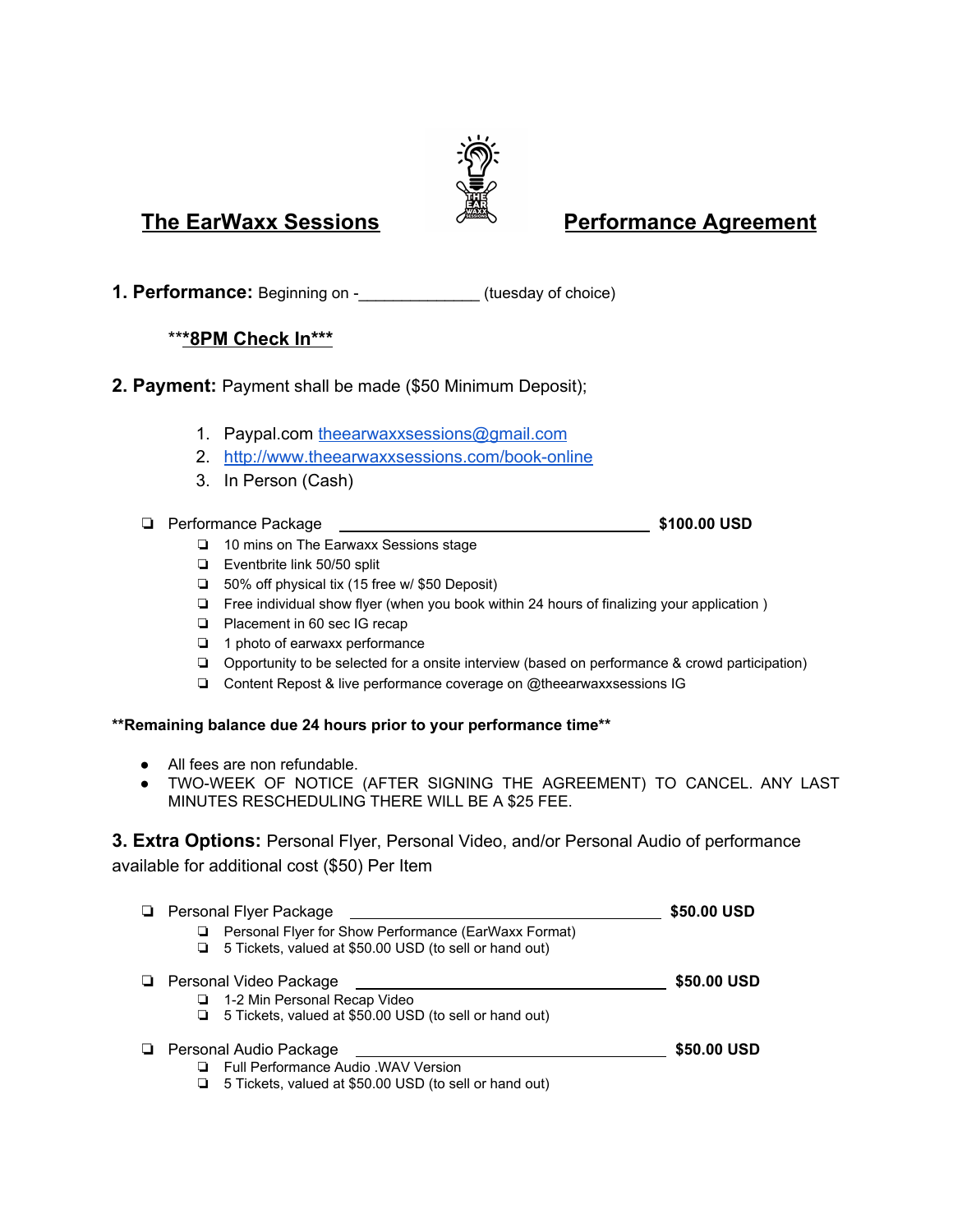# The EarWaxx Sessions Performance Agreement

**1. Performance:** Beginning on -______________ (tuesday of choice)

***<u>**8PM Check In**</u>***

**2. Payment:** Payment shall be made ($50 Minimum Deposit);

1. Paypal.com [theearwaxxsessions@gmail.com](mailto:theearwaxxsessions@gmail.com)
2. [http://www.theearwaxxsessions.com/book-online](http://www.theearwaxxsessions.com/book-online)
3. In Person (Cash)

- ❑ Performance Package ______________________________________ **$100.00 USD**
  - ❑ 10 mins on The Earwaxx Sessions stage
  - ❑ Eventbrite link 50/50 split
  - ❑ 50% off physical tix (15 free w/ $50 Deposit)
  - ❑ Free individual show flyer (when you book within 24 hours of finalizing your application )
  - ❑ Placement in 60 sec IG recap
  - ❑ 1 photo of earwaxx performance
  - ❑ Opportunity to be selected for a onsite interview (based on performance & crowd participation)
  - ❑ Content Repost & live performance coverage on @theearwaxxsessions IG

****Remaining balance due 24 hours prior to your performance time****

- All fees are non refundable.
- TWO-WEEK OF NOTICE (AFTER SIGNING THE AGREEMENT) TO CANCEL. ANY LAST MINUTES RESCHEDULING THERE WILL BE A $25 FEE.

**3. Extra Options:** Personal Flyer, Personal Video, and/or Personal Audio of performance available for additional cost ($50) Per Item

- ❑ Personal Flyer Package ______________________________________ **$50.00 USD**
  - ❑ Personal Flyer for Show Performance (EarWaxx Format)
  - ❑ 5 Tickets, valued at $50.00 USD (to sell or hand out)
- ❑ Personal Video Package ______________________________________ **$50.00 USD**
  - ❑ 1-2 Min Personal Recap Video
  - ❑ 5 Tickets, valued at $50.00 USD (to sell or hand out)
- ❑ Personal Audio Package ______________________________________ **$50.00 USD**
  - ❑ Full Performance Audio .WAV Version
  - ❑ 5 Tickets, valued at $50.00 USD (to sell or hand out)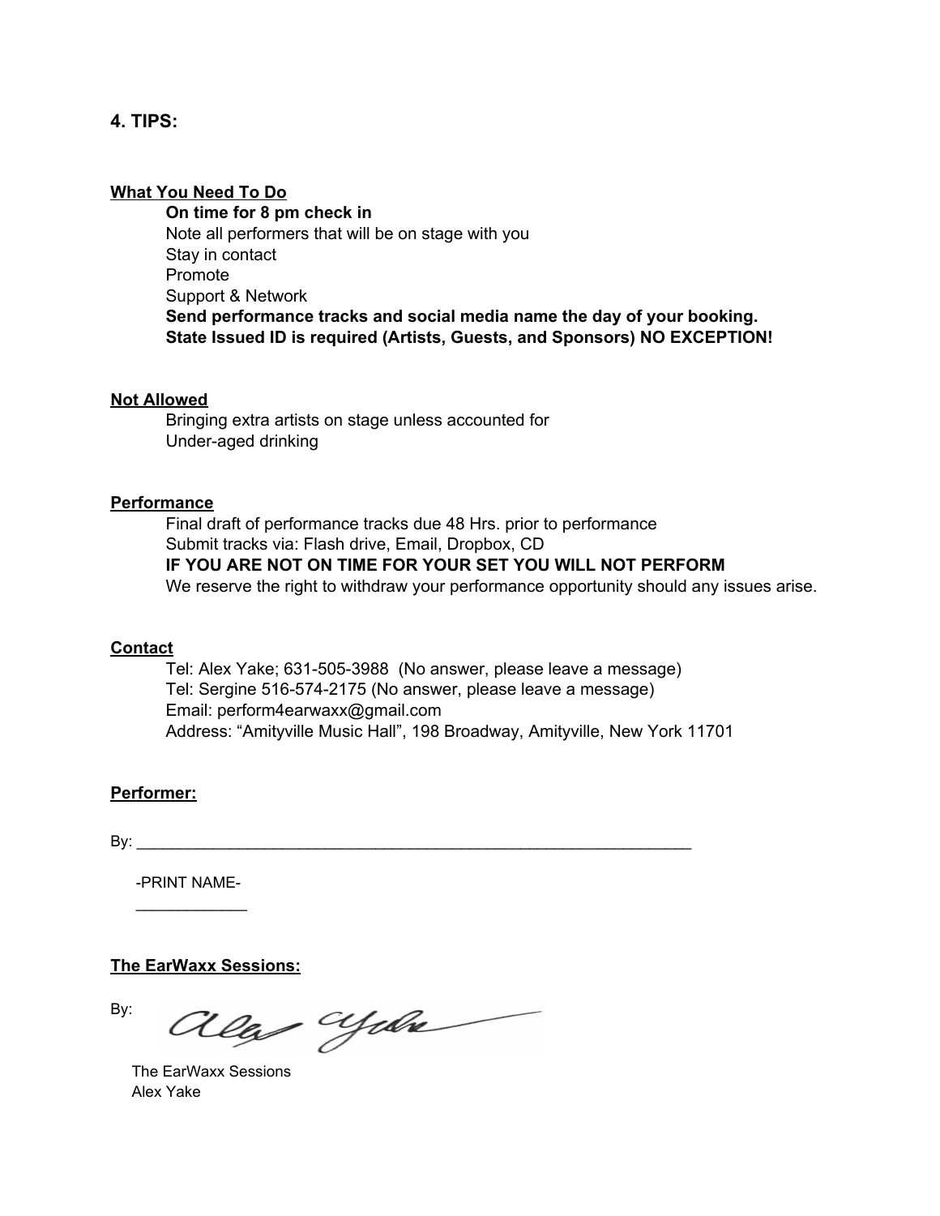## 4. TIPS:

**What You Need To Do**

**On time for 8 pm check in**
Note all performers that will be on stage with you
Stay in contact
Promote
Support & Network
**Send performance tracks and social media name the day of your booking.**
**State Issued ID is required (Artists, Guests, and Sponsors) NO EXCEPTION!**

**Not Allowed**

Bringing extra artists on stage unless accounted for
Under-aged drinking

**Performance**

Final draft of performance tracks due 48 Hrs. prior to performance
Submit tracks via: Flash drive, Email, Dropbox, CD
**IF YOU ARE NOT ON TIME FOR YOUR SET YOU WILL NOT PERFORM**
We reserve the right to withdraw your performance opportunity should any issues arise.

**Contact**

Tel: Alex Yake; 631-505-3988 (No answer, please leave a message)
Tel: Sergine 516-574-2175 (No answer, please leave a message)
Email: perform4earwaxx@gmail.com
Address: "Amityville Music Hall", 198 Broadway, Amityville, New York 11701

**Performer:**

By: ___________________________________________________________________

-PRINT NAME-
_____________

**The EarWaxx Sessions:**

By: Alex Yake

The EarWaxx Sessions
Alex Yake